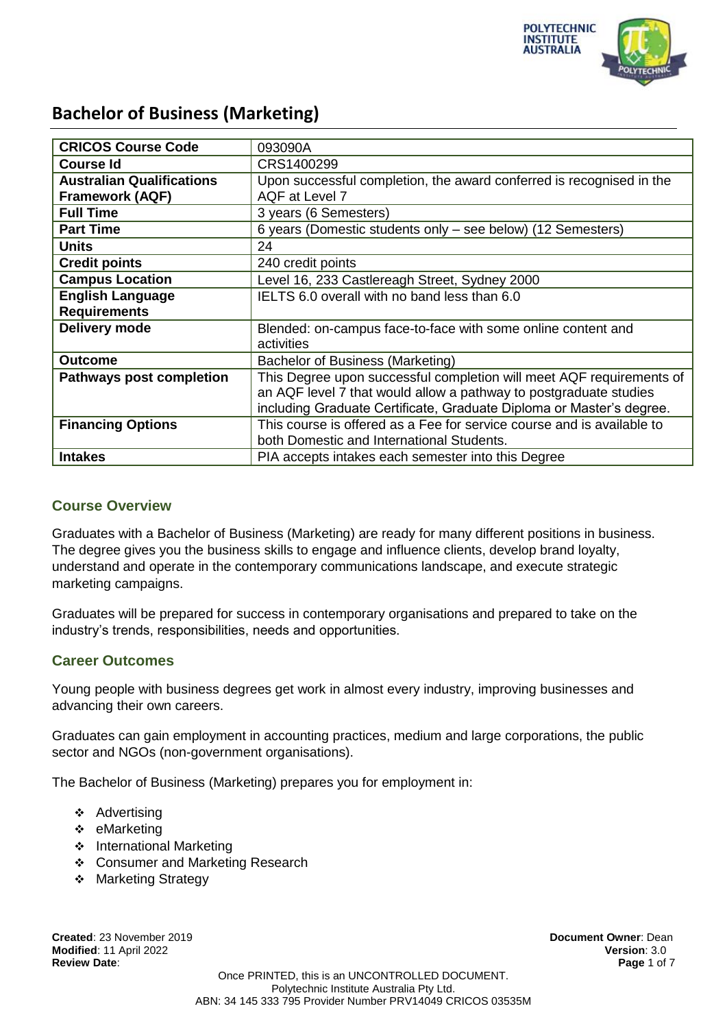// Bachelor of Business (Marketing)

| CRICOS Course Code | 093090A |
|---|---|
| Course Id | CRS1400299 |
| Australian Qualifications Framework (AQF) | Upon successful completion, the award conferred is recognised in the AQF at Level 7 |
| Full Time | 3 years (6 Semesters) |
| Part Time | 6 years (Domestic students only – see below) (12 Semesters) |
| Units | 24 |
| Credit points | 240 credit points |
| Campus Location | Level 16, 233 Castlereagh Street, Sydney 2000 |
| English Language Requirements | IELTS 6.0 overall with no band less than 6.0 |
| Delivery mode | Blended: on-campus face-to-face with some online content and activities |
| Outcome | Bachelor of Business (Marketing) |
| Pathways post completion | This Degree upon successful completion will meet AQF requirements of an AQF level 7 that would allow a pathway to postgraduate studies including Graduate Certificate, Graduate Diploma or Master's degree. |
| Financing Options | This course is offered as a Fee for service course and is available to both Domestic and International Students. |
| Intakes | PIA accepts intakes each semester into this Degree |

## Course Overview

Graduates with a Bachelor of Business (Marketing) are ready for many different positions in business. The degree gives you the business skills to engage and influence clients, develop brand loyalty, understand and operate in the contemporary communications landscape, and execute strategic marketing campaigns.

Graduates will be prepared for success in contemporary organisations and prepared to take on the industry's trends, responsibilities, needs and opportunities.

## Career Outcomes

Young people with business degrees get work in almost every industry, improving businesses and advancing their own careers.

Graduates can gain employment in accounting practices, medium and large corporations, the public sector and NGOs (non-government organisations).

The Bachelor of Business (Marketing) prepares you for employment in:

- Advertising
- eMarketing
- International Marketing
- Consumer and Marketing Research
- Marketing Strategy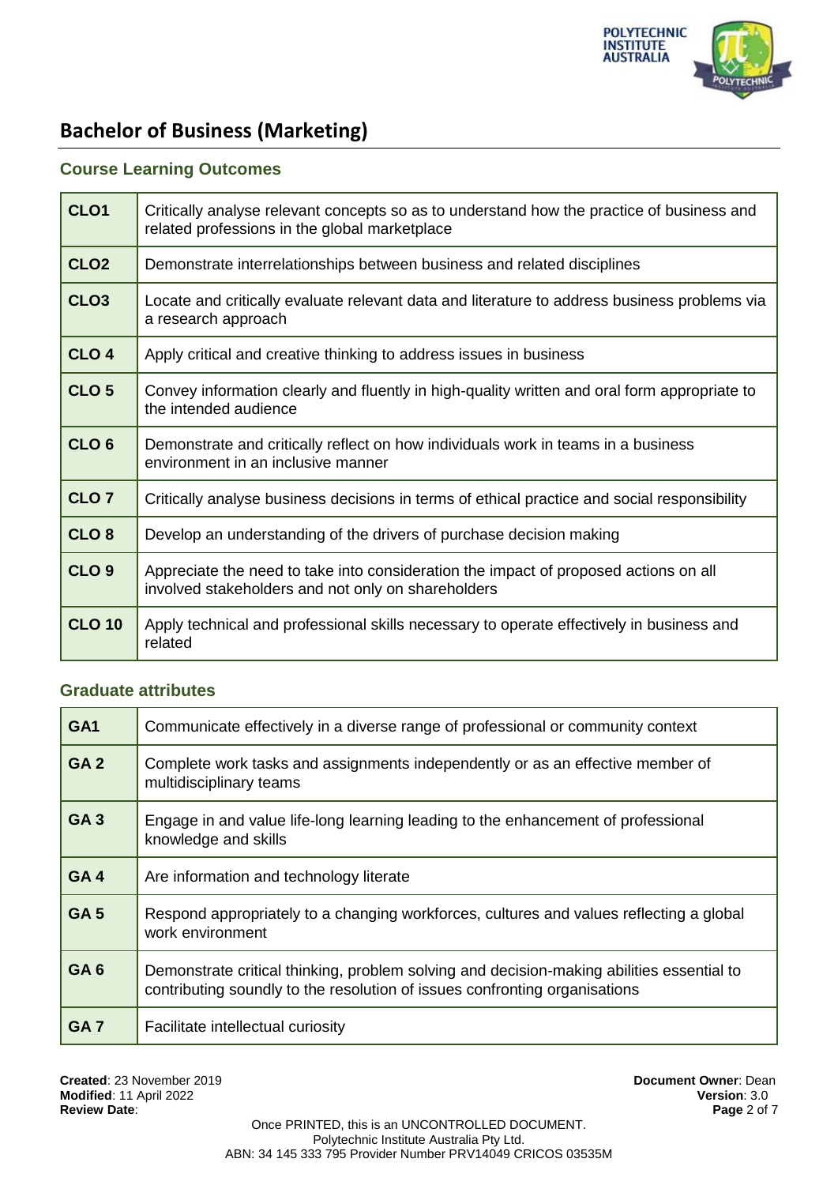# Bachelor of Business (Marketing)

## Course Learning Outcomes

| | |
|---|---|
| **CLO1** | Critically analyse relevant concepts so as to understand how the practice of business and related professions in the global marketplace |
| **CLO2** | Demonstrate interrelationships between business and related disciplines |
| **CLO3** | Locate and critically evaluate relevant data and literature to address business problems via a research approach |
| **CLO 4** | Apply critical and creative thinking to address issues in business |
| **CLO 5** | Convey information clearly and fluently in high-quality written and oral form appropriate to the intended audience |
| **CLO 6** | Demonstrate and critically reflect on how individuals work in teams in a business environment in an inclusive manner |
| **CLO 7** | Critically analyse business decisions in terms of ethical practice and social responsibility |
| **CLO 8** | Develop an understanding of the drivers of purchase decision making |
| **CLO 9** | Appreciate the need to take into consideration the impact of proposed actions on all involved stakeholders and not only on shareholders |
| **CLO 10** | Apply technical and professional skills necessary to operate effectively in business and related |

## Graduate attributes

| | |
|---|---|
| **GA1** | Communicate effectively in a diverse range of professional or community context |
| **GA 2** | Complete work tasks and assignments independently or as an effective member of multidisciplinary teams |
| **GA 3** | Engage in and value life-long learning leading to the enhancement of professional knowledge and skills |
| **GA 4** | Are information and technology literate |
| **GA 5** | Respond appropriately to a changing workforces, cultures and values reflecting a global work environment |
| **GA 6** | Demonstrate critical thinking, problem solving and decision-making abilities essential to contributing soundly to the resolution of issues confronting organisations |
| **GA 7** | Facilitate intellectual curiosity |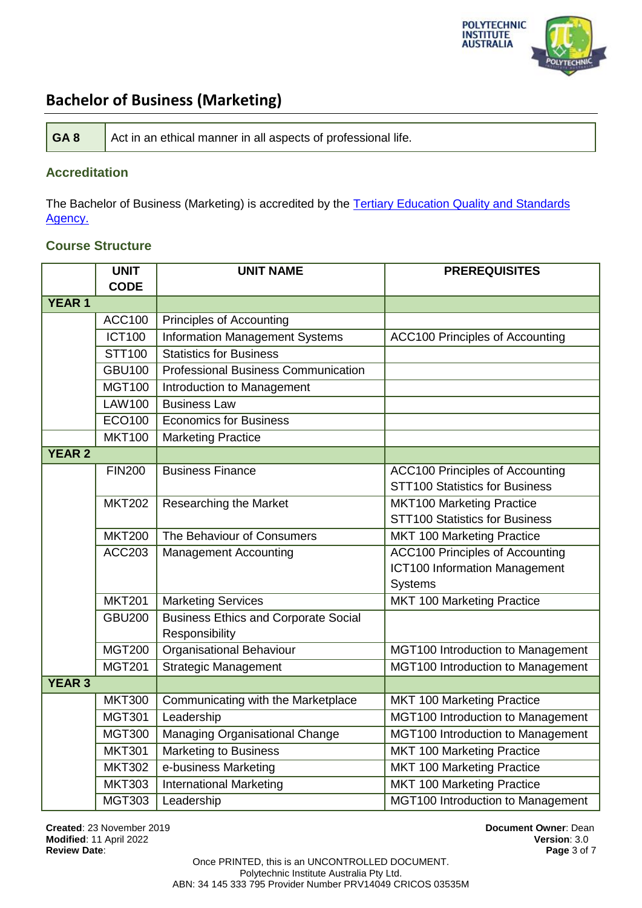## Bachelor of Business (Marketing)

| **GA 8** | Act in an ethical manner in all aspects of professional life. |
|---|---|

### Accreditation

The Bachelor of Business (Marketing) is accredited by the [Tertiary Education Quality and Standards Agency.]()

### Course Structure

| | **UNIT CODE** | **UNIT NAME** | **PREREQUISITES** |
|---|---|---|---|
| **YEAR 1** | | | |
| | ACC100 | Principles of Accounting | |
| | ICT100 | Information Management Systems | ACC100 Principles of Accounting |
| | STT100 | Statistics for Business | |
| | GBU100 | Professional Business Communication | |
| | MGT100 | Introduction to Management | |
| | LAW100 | Business Law | |
| | ECO100 | Economics for Business | |
| | MKT100 | Marketing Practice | |
| **YEAR 2** | | | |
| | FIN200 | Business Finance | ACC100 Principles of Accounting<br>STT100 Statistics for Business |
| | MKT202 | Researching the Market | MKT100 Marketing Practice<br>STT100 Statistics for Business |
| | MKT200 | The Behaviour of Consumers | MKT 100 Marketing Practice |
| | ACC203 | Management Accounting | ACC100 Principles of Accounting<br>ICT100 Information Management Systems |
| | MKT201 | Marketing Services | MKT 100 Marketing Practice |
| | GBU200 | Business Ethics and Corporate Social Responsibility | |
| | MGT200 | Organisational Behaviour | MGT100 Introduction to Management |
| | MGT201 | Strategic Management | MGT100 Introduction to Management |
| **YEAR 3** | | | |
| | MKT300 | Communicating with the Marketplace | MKT 100 Marketing Practice |
| | MGT301 | Leadership | MGT100 Introduction to Management |
| | MGT300 | Managing Organisational Change | MGT100 Introduction to Management |
| | MKT301 | Marketing to Business | MKT 100 Marketing Practice |
| | MKT302 | e-business Marketing | MKT 100 Marketing Practice |
| | MKT303 | International Marketing | MKT 100 Marketing Practice |
| | MGT303 | Leadership | MGT100 Introduction to Management |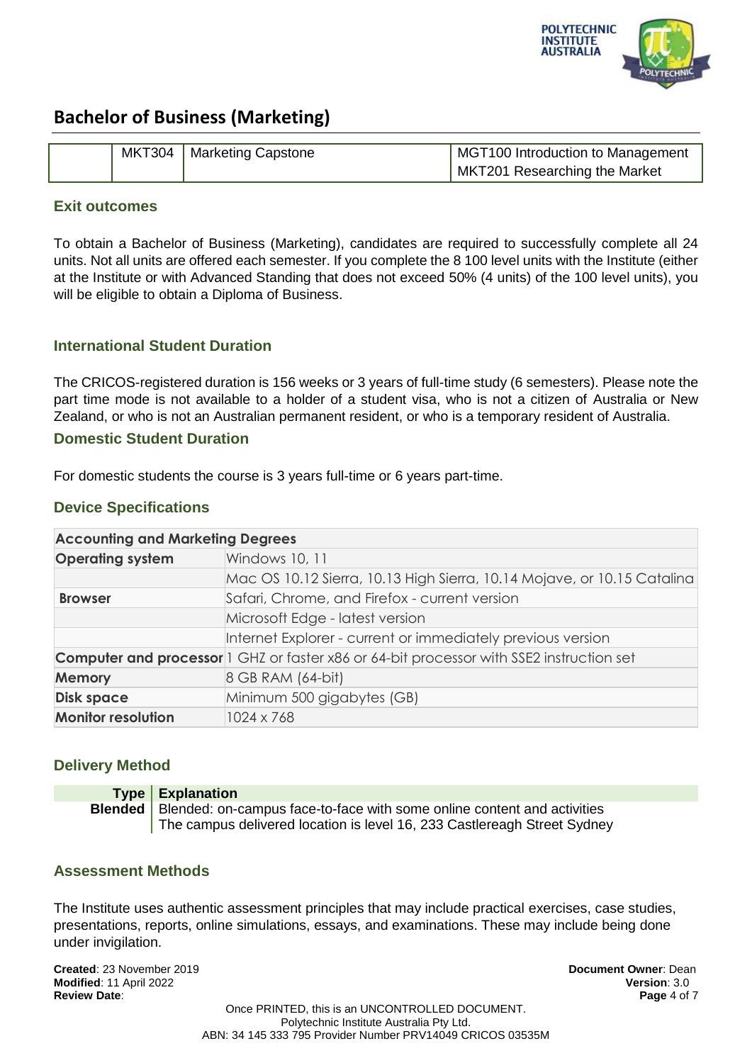## Bachelor of Business (Marketing)

| | | | |
|---|---|---|---|
| | MKT304 | Marketing Capstone | MGT100 Introduction to Management<br>MKT201 Researching the Market |

### Exit outcomes

To obtain a Bachelor of Business (Marketing), candidates are required to successfully complete all 24 units. Not all units are offered each semester. If you complete the 8 100 level units with the Institute (either at the Institute or with Advanced Standing that does not exceed 50% (4 units) of the 100 level units), you will be eligible to obtain a Diploma of Business.

### International Student Duration

The CRICOS-registered duration is 156 weeks or 3 years of full-time study (6 semesters). Please note the part time mode is not available to a holder of a student visa, who is not a citizen of Australia or New Zealand, or who is not an Australian permanent resident, or who is a temporary resident of Australia.

### Domestic Student Duration

For domestic students the course is 3 years full-time or 6 years part-time.

### Device Specifications

| Accounting and Marketing Degrees | |
|---|---|
| **Operating system** | Windows 10, 11 |
| | Mac OS 10.12 Sierra, 10.13 High Sierra, 10.14 Mojave, or 10.15 Catalina |
| **Browser** | Safari, Chrome, and Firefox - current version |
| | Microsoft Edge - latest version |
| | Internet Explorer - current or immediately previous version |
| **Computer and processor** | 1 GHZ or faster x86 or 64-bit processor with SSE2 instruction set |
| **Memory** | 8 GB RAM (64-bit) |
| **Disk space** | Minimum 500 gigabytes (GB) |
| **Monitor resolution** | 1024 x 768 |

### Delivery Method

| Type | Explanation |
|---|---|
| **Blended** | Blended: on-campus face-to-face with some online content and activities<br>The campus delivered location is level 16, 233 Castlereagh Street Sydney |

### Assessment Methods

The Institute uses authentic assessment principles that may include practical exercises, case studies, presentations, reports, online simulations, essays, and examinations. These may include being done under invigilation.

**Created**: 23 November 2019
**Modified**: 11 April 2022
**Review Date**:

**Document Owner**: Dean
**Version**: 3.0

Once PRINTED, this is an UNCONTROLLED DOCUMENT.
Polytechnic Institute Australia Pty Ltd.
ABN: 34 145 333 795 Provider Number PRV14049 CRICOS 03535M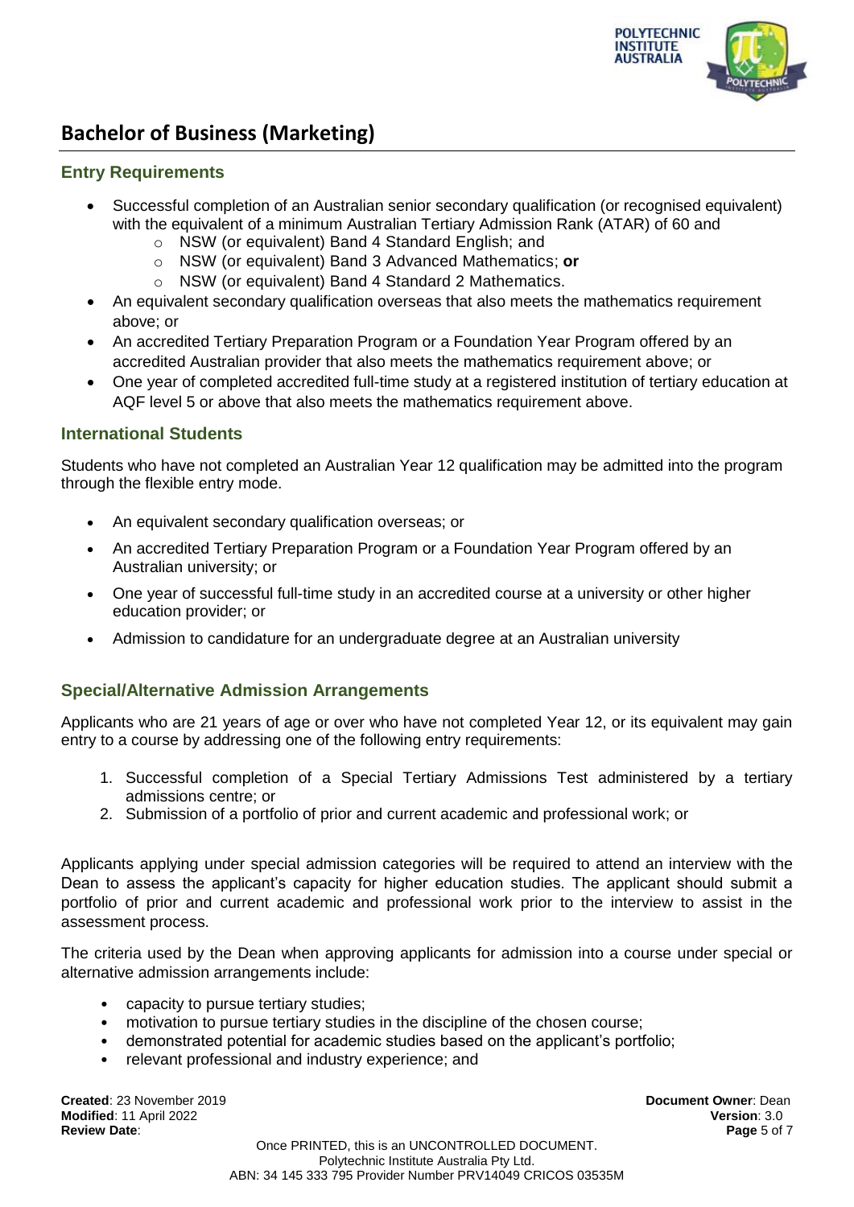# Bachelor of Business (Marketing)

## Entry Requirements

- Successful completion of an Australian senior secondary qualification (or recognised equivalent) with the equivalent of a minimum Australian Tertiary Admission Rank (ATAR) of 60 and
  - NSW (or equivalent) Band 4 Standard English; and
  - NSW (or equivalent) Band 3 Advanced Mathematics; **or**
  - NSW (or equivalent) Band 4 Standard 2 Mathematics.
- An equivalent secondary qualification overseas that also meets the mathematics requirement above; or
- An accredited Tertiary Preparation Program or a Foundation Year Program offered by an accredited Australian provider that also meets the mathematics requirement above; or
- One year of completed accredited full-time study at a registered institution of tertiary education at AQF level 5 or above that also meets the mathematics requirement above.

## International Students

Students who have not completed an Australian Year 12 qualification may be admitted into the program through the flexible entry mode.

- An equivalent secondary qualification overseas; or
- An accredited Tertiary Preparation Program or a Foundation Year Program offered by an Australian university; or
- One year of successful full-time study in an accredited course at a university or other higher education provider; or
- Admission to candidature for an undergraduate degree at an Australian university

## Special/Alternative Admission Arrangements

Applicants who are 21 years of age or over who have not completed Year 12, or its equivalent may gain entry to a course by addressing one of the following entry requirements:

1. Successful completion of a Special Tertiary Admissions Test administered by a tertiary admissions centre; or
2. Submission of a portfolio of prior and current academic and professional work; or

Applicants applying under special admission categories will be required to attend an interview with the Dean to assess the applicant's capacity for higher education studies. The applicant should submit a portfolio of prior and current academic and professional work prior to the interview to assist in the assessment process.

The criteria used by the Dean when approving applicants for admission into a course under special or alternative admission arrangements include:

- capacity to pursue tertiary studies;
- motivation to pursue tertiary studies in the discipline of the chosen course;
- demonstrated potential for academic studies based on the applicant's portfolio;
- relevant professional and industry experience; and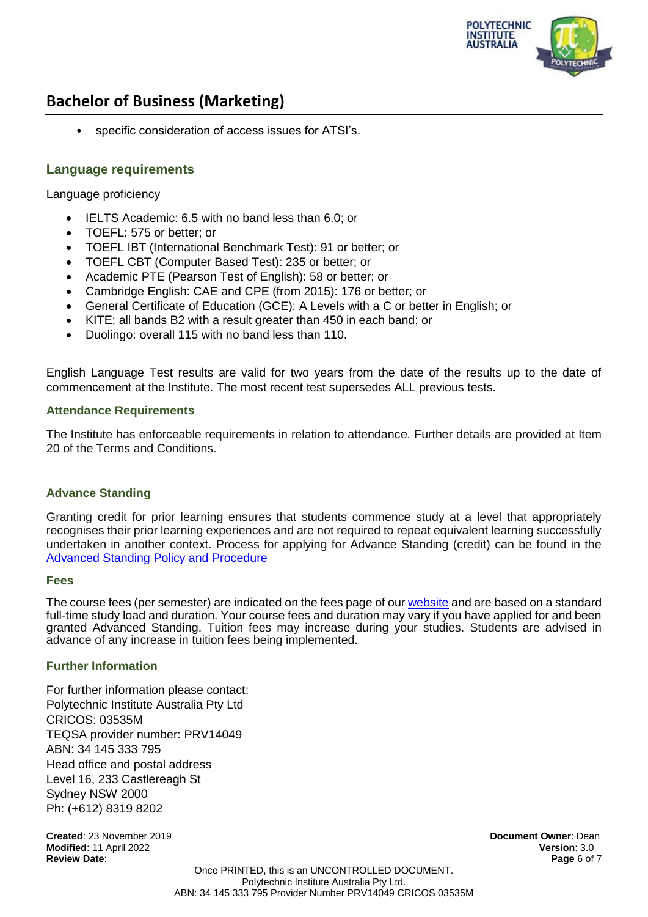- specific consideration of access issues for ATSI's.

## Language requirements

Language proficiency

- IELTS Academic: 6.5 with no band less than 6.0; or
- TOEFL: 575 or better; or
- TOEFL IBT (International Benchmark Test): 91 or better; or
- TOEFL CBT (Computer Based Test): 235 or better; or
- Academic PTE (Pearson Test of English): 58 or better; or
- Cambridge English: CAE and CPE (from 2015): 176 or better; or
- General Certificate of Education (GCE): A Levels with a C or better in English; or
- KITE: all bands B2 with a result greater than 450 in each band; or
- Duolingo: overall 115 with no band less than 110.

English Language Test results are valid for two years from the date of the results up to the date of commencement at the Institute. The most recent test supersedes ALL previous tests.

### Attendance Requirements

The Institute has enforceable requirements in relation to attendance. Further details are provided at Item 20 of the Terms and Conditions.

### Advance Standing

Granting credit for prior learning ensures that students commence study at a level that appropriately recognises their prior learning experiences and are not required to repeat equivalent learning successfully undertaken in another context. Process for applying for Advance Standing (credit) can be found in the Advanced Standing Policy and Procedure

### Fees

The course fees (per semester) are indicated on the fees page of our website and are based on a standard full-time study load and duration. Your course fees and duration may vary if you have applied for and been granted Advanced Standing. Tuition fees may increase during your studies. Students are advised in advance of any increase in tuition fees being implemented.

### Further Information

For further information please contact:
Polytechnic Institute Australia Pty Ltd
CRICOS: 03535M
TEQSA provider number: PRV14049
ABN: 34 145 333 795
Head office and postal address
Level 16, 233 Castlereagh St
Sydney NSW 2000
Ph: (+612) 8319 8202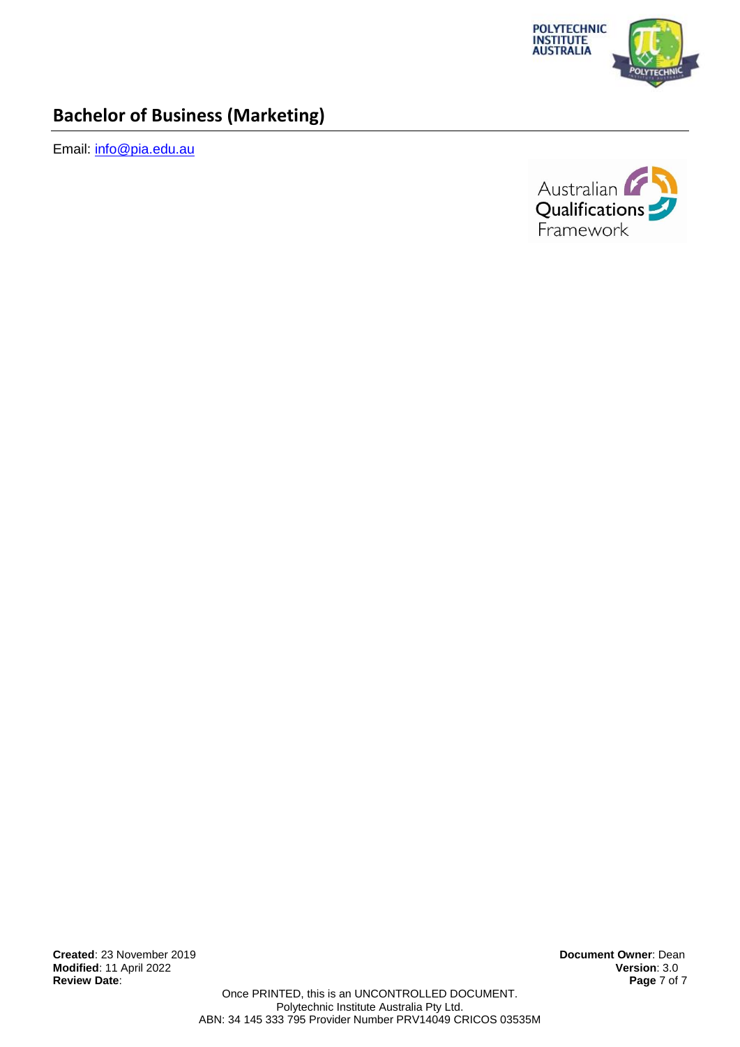Email: info@pia.edu.au